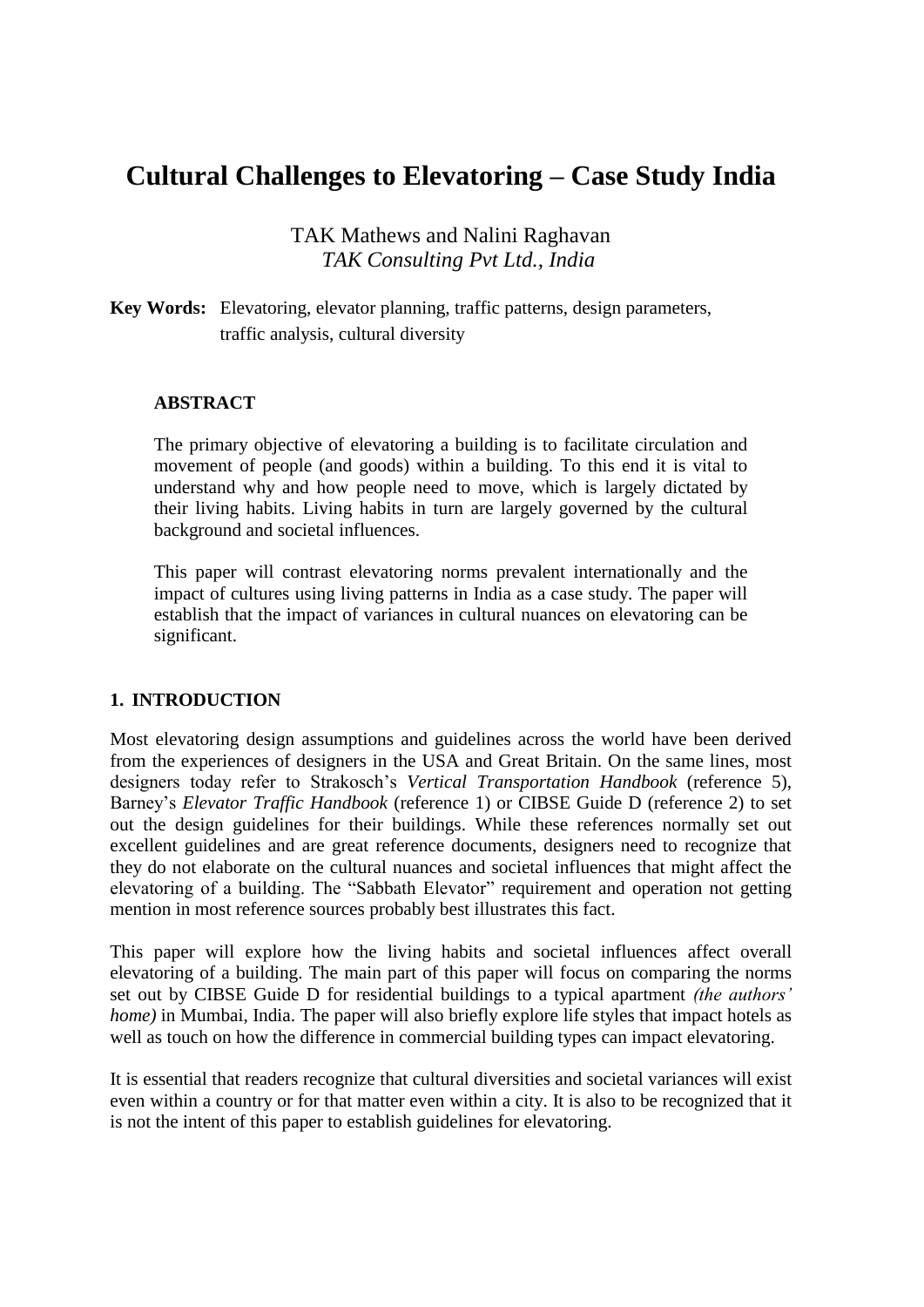# Cultural Challenges to Elevatoring – Case Study India

TAK Mathews and Nalini Raghavan
*TAK Consulting Pvt Ltd., India*

**Key Words:** Elevatoring, elevator planning, traffic patterns, design parameters, traffic analysis, cultural diversity

## ABSTRACT

The primary objective of elevatoring a building is to facilitate circulation and movement of people (and goods) within a building. To this end it is vital to understand why and how people need to move, which is largely dictated by their living habits. Living habits in turn are largely governed by the cultural background and societal influences.

This paper will contrast elevatoring norms prevalent internationally and the impact of cultures using living patterns in India as a case study. The paper will establish that the impact of variances in cultural nuances on elevatoring can be significant.

## 1. INTRODUCTION

Most elevatoring design assumptions and guidelines across the world have been derived from the experiences of designers in the USA and Great Britain. On the same lines, most designers today refer to Strakosch's *Vertical Transportation Handbook* (reference 5), Barney's *Elevator Traffic Handbook* (reference 1) or CIBSE Guide D (reference 2) to set out the design guidelines for their buildings. While these references normally set out excellent guidelines and are great reference documents, designers need to recognize that they do not elaborate on the cultural nuances and societal influences that might affect the elevatoring of a building. The "Sabbath Elevator" requirement and operation not getting mention in most reference sources probably best illustrates this fact.

This paper will explore how the living habits and societal influences affect overall elevatoring of a building. The main part of this paper will focus on comparing the norms set out by CIBSE Guide D for residential buildings to a typical apartment *(the authors' home)* in Mumbai, India. The paper will also briefly explore life styles that impact hotels as well as touch on how the difference in commercial building types can impact elevatoring.

It is essential that readers recognize that cultural diversities and societal variances will exist even within a country or for that matter even within a city. It is also to be recognized that it is not the intent of this paper to establish guidelines for elevatoring.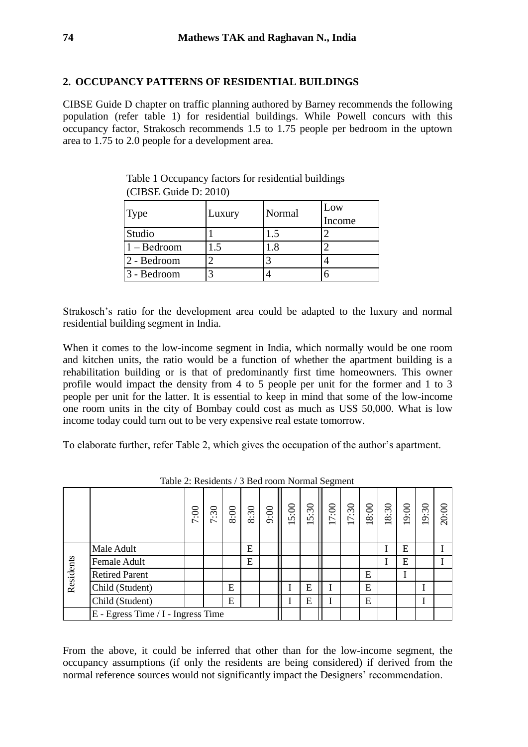## 2. OCCUPANCY PATTERNS OF RESIDENTIAL BUILDINGS

CIBSE Guide D chapter on traffic planning authored by Barney recommends the following population (refer table 1) for residential buildings. While Powell concurs with this occupancy factor, Strakosch recommends 1.5 to 1.75 people per bedroom in the uptown area to 1.75 to 2.0 people for a development area.

Table 1 Occupancy factors for residential buildings (CIBSE Guide D: 2010)

| Type | Luxury | Normal | Low Income |
|---|---|---|---|
| Studio | 1 | 1.5 | 2 |
| 1 – Bedroom | 1.5 | 1.8 | 2 |
| 2 - Bedroom | 2 | 3 | 4 |
| 3 - Bedroom | 3 | 4 | 6 |

Strakosch's ratio for the development area could be adapted to the luxury and normal residential building segment in India.

When it comes to the low-income segment in India, which normally would be one room and kitchen units, the ratio would be a function of whether the apartment building is a rehabilitation building or is that of predominantly first time homeowners. This owner profile would impact the density from 4 to 5 people per unit for the former and 1 to 3 people per unit for the latter. It is essential to keep in mind that some of the low-income one room units in the city of Bombay could cost as much as US$ 50,000. What is low income today could turn out to be very expensive real estate tomorrow.

To elaborate further, refer Table 2, which gives the occupation of the author's apartment.

Table 2: Residents / 3 Bed room Normal Segment

| | | 7:00 | 7:30 | 8:00 | 8:30 | 9:00 | 15:00 | 15:30 | 17:00 | 17:30 | 18:00 | 18:30 | 19:00 | 19:30 | 20:00 |
|---|---|---|---|---|---|---|---|---|---|---|---|---|---|---|---|
| Residents | Male Adult | | | | E | | | | | | | I | E | | I |
| | Female Adult | | | | E | | | | | | | I | E | | I |
| | Retired Parent | | | | | | | | | | E | | I | | |
| | Child (Student) | | | E | | | I | E | I | | E | | | I | |
| | Child (Student) | | | E | | | I | E | I | | E | | | I | |
| | E - Egress Time / I - Ingress Time | | | | | | | | | | | | | | |

From the above, it could be inferred that other than for the low-income segment, the occupancy assumptions (if only the residents are being considered) if derived from the normal reference sources would not significantly impact the Designers' recommendation.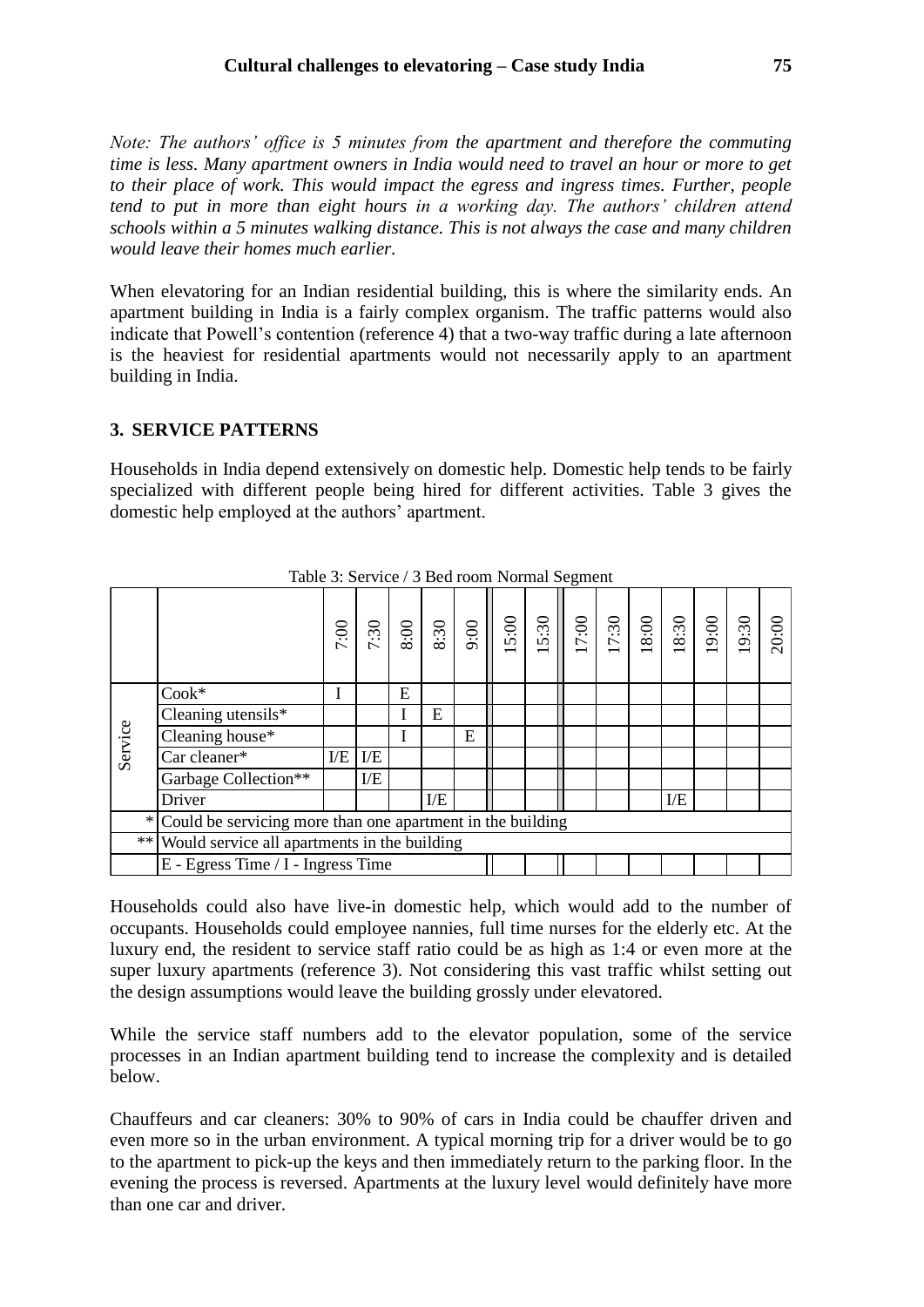*Note: The authors' office is 5 minutes from the apartment and therefore the commuting time is less. Many apartment owners in India would need to travel an hour or more to get to their place of work. This would impact the egress and ingress times. Further, people tend to put in more than eight hours in a working day. The authors' children attend schools within a 5 minutes walking distance. This is not always the case and many children would leave their homes much earlier.*

When elevatoring for an Indian residential building, this is where the similarity ends. An apartment building in India is a fairly complex organism. The traffic patterns would also indicate that Powell's contention (reference 4) that a two-way traffic during a late afternoon is the heaviest for residential apartments would not necessarily apply to an apartment building in India.

## 3. SERVICE PATTERNS

Households in India depend extensively on domestic help. Domestic help tends to be fairly specialized with different people being hired for different activities. Table 3 gives the domestic help employed at the authors' apartment.

Table 3: Service / 3 Bed room Normal Segment

| | | 7:00 | 7:30 | 8:00 | 8:30 | 9:00 | 15:00 | 15:30 | 17:00 | 17:30 | 18:00 | 18:30 | 19:00 | 19:30 | 20:00 |
|---|---|---|---|---|---|---|---|---|---|---|---|---|---|---|---|
| Service | Cook* | I | | E | | | | | | | | | | | |
| | Cleaning utensils* | | | I | E | | | | | | | | | | |
| | Cleaning house* | | | I | | E | | | | | | | | | |
| | Car cleaner* | I/E | I/E | | | | | | | | | | | | |
| | Garbage Collection** | | I/E | | | | | | | | | | | | |
| | Driver | | | | I/E | | | | | | | I/E | | | |
| * | Could be servicing more than one apartment in the building | | | | | | | | | | | | | | |
| ** | Would service all apartments in the building | | | | | | | | | | | | | | |
| | E - Egress Time / I - Ingress Time | | | | | | | | | | | | | | |

Households could also have live-in domestic help, which would add to the number of occupants. Households could employee nannies, full time nurses for the elderly etc. At the luxury end, the resident to service staff ratio could be as high as 1:4 or even more at the super luxury apartments (reference 3). Not considering this vast traffic whilst setting out the design assumptions would leave the building grossly under elevatored.

While the service staff numbers add to the elevator population, some of the service processes in an Indian apartment building tend to increase the complexity and is detailed below.

Chauffeurs and car cleaners: 30% to 90% of cars in India could be chauffer driven and even more so in the urban environment. A typical morning trip for a driver would be to go to the apartment to pick-up the keys and then immediately return to the parking floor. In the evening the process is reversed. Apartments at the luxury level would definitely have more than one car and driver.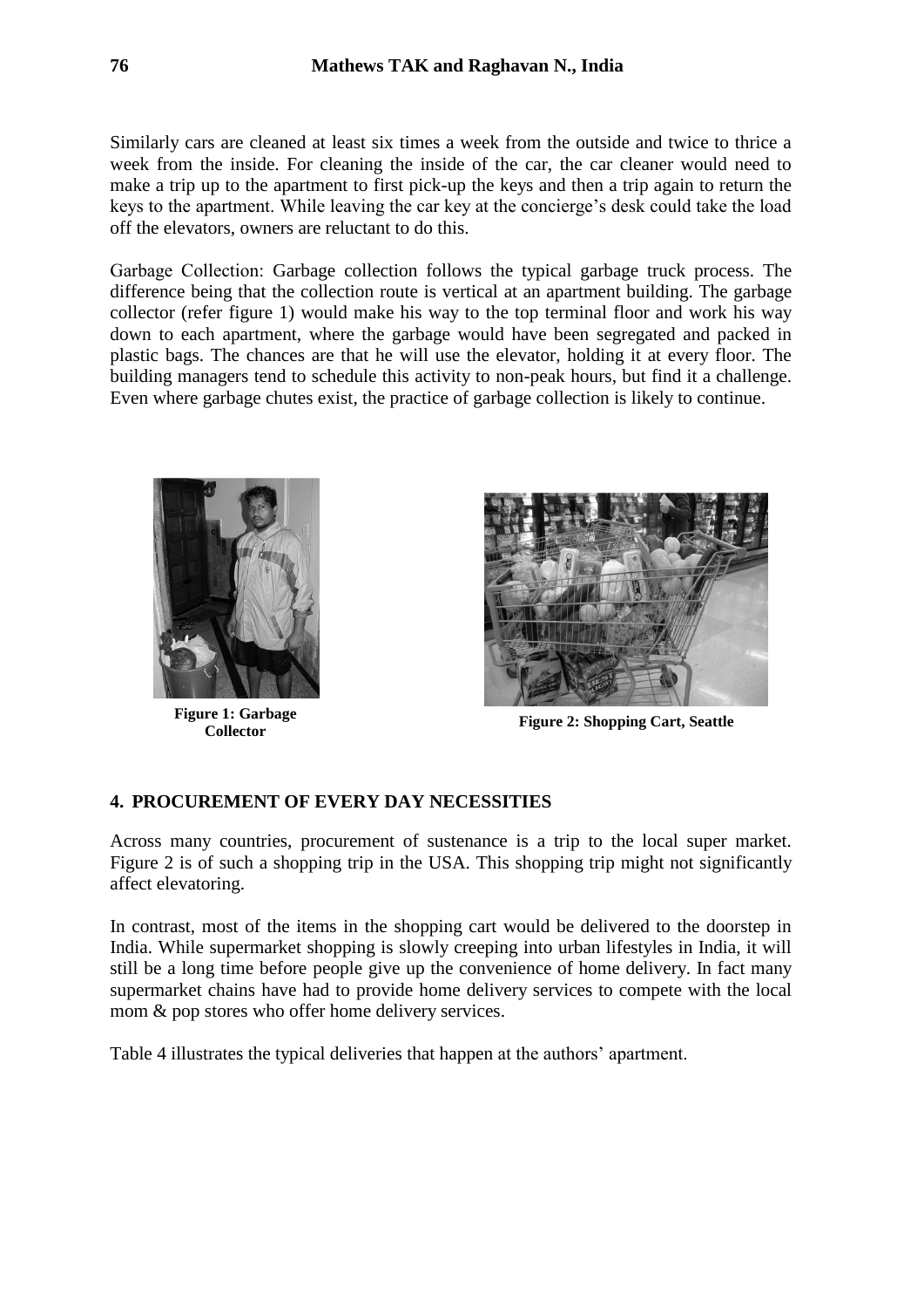Similarly cars are cleaned at least six times a week from the outside and twice to thrice a week from the inside. For cleaning the inside of the car, the car cleaner would need to make a trip up to the apartment to first pick-up the keys and then a trip again to return the keys to the apartment. While leaving the car key at the concierge's desk could take the load off the elevators, owners are reluctant to do this.

Garbage Collection: Garbage collection follows the typical garbage truck process. The difference being that the collection route is vertical at an apartment building. The garbage collector (refer figure 1) would make his way to the top terminal floor and work his way down to each apartment, where the garbage would have been segregated and packed in plastic bags. The chances are that he will use the elevator, holding it at every floor. The building managers tend to schedule this activity to non-peak hours, but find it a challenge. Even where garbage chutes exist, the practice of garbage collection is likely to continue.

**Figure 1: Garbage Collector**

**Figure 2: Shopping Cart, Seattle**

## 4. PROCUREMENT OF EVERY DAY NECESSITIES

Across many countries, procurement of sustenance is a trip to the local super market. Figure 2 is of such a shopping trip in the USA. This shopping trip might not significantly affect elevatoring.

In contrast, most of the items in the shopping cart would be delivered to the doorstep in India. While supermarket shopping is slowly creeping into urban lifestyles in India, it will still be a long time before people give up the convenience of home delivery. In fact many supermarket chains have had to provide home delivery services to compete with the local mom & pop stores who offer home delivery services.

Table 4 illustrates the typical deliveries that happen at the authors' apartment.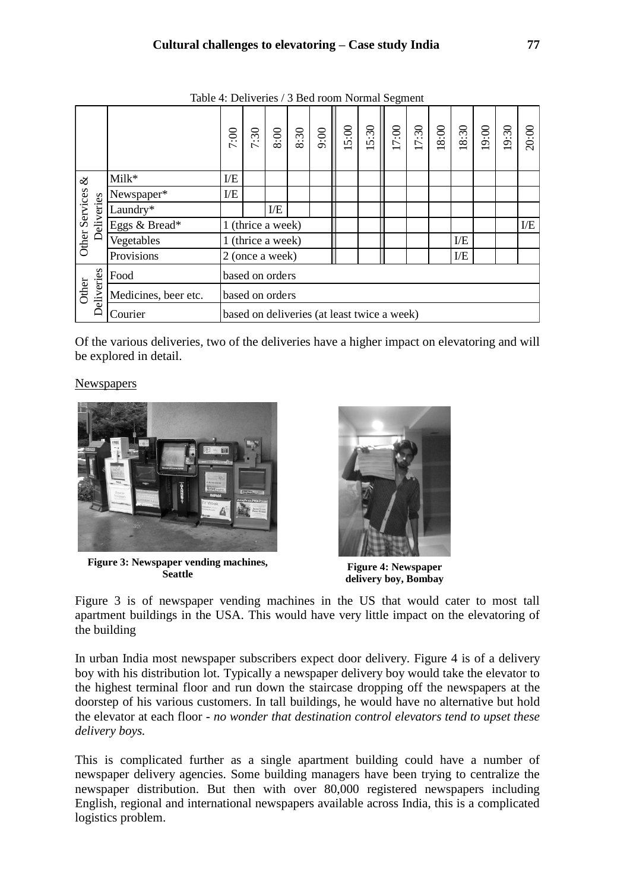Table 4: Deliveries / 3 Bed room Normal Segment

| | | 7:00 | 7:30 | 8:00 | 8:30 | 9:00 | 15:00 | 15:30 | 17:00 | 17:30 | 18:00 | 18:30 | 19:00 | 19:30 | 20:00 |
|---|---|---|---|---|---|---|---|---|---|---|---|---|---|---|---|
| Other Services & Deliveries | Milk* | I/E | | | | | | | | | | | | | |
| | Newspaper* | I/E | | | | | | | | | | | | | |
| | Laundry* | | | I/E | | | | | | | | | | | |
| | Eggs & Bread* | 1 (thrice a week) | | | | | | | | | | | | | I/E |
| | Vegetables | 1 (thrice a week) | | | | | | | | | | I/E | | | |
| | Provisions | 2 (once a week) | | | | | | | | | | I/E | | | |
| Other Deliveries | Food | based on orders | | | | | | | | | | | | | |
| | Medicines, beer etc. | based on orders | | | | | | | | | | | | | |
| | Courier | based on deliveries (at least twice a week) | | | | | | | | | | | | | |

Of the various deliveries, two of the deliveries have a higher impact on elevatoring and will be explored in detail.

Newspapers

**Figure 3: Newspaper vending machines, Seattle**

**Figure 4: Newspaper delivery boy, Bombay**

Figure 3 is of newspaper vending machines in the US that would cater to most tall apartment buildings in the USA. This would have very little impact on the elevatoring of the building

In urban India most newspaper subscribers expect door delivery. Figure 4 is of a delivery boy with his distribution lot. Typically a newspaper delivery boy would take the elevator to the highest terminal floor and run down the staircase dropping off the newspapers at the doorstep of his various customers. In tall buildings, he would have no alternative but hold the elevator at each floor - *no wonder that destination control elevators tend to upset these delivery boys.*

This is complicated further as a single apartment building could have a number of newspaper delivery agencies. Some building managers have been trying to centralize the newspaper distribution. But then with over 80,000 registered newspapers including English, regional and international newspapers available across India, this is a complicated logistics problem.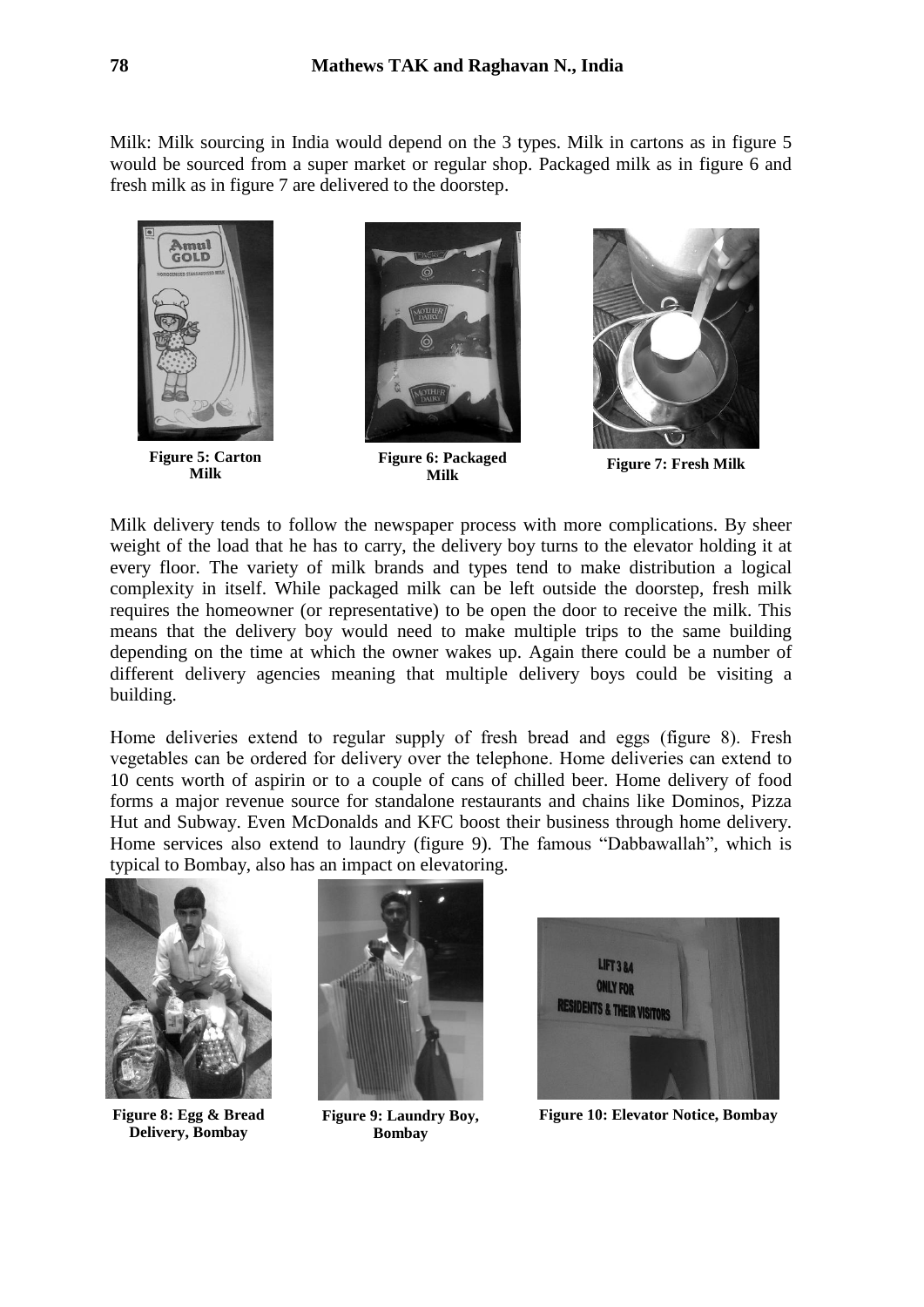Milk: Milk sourcing in India would depend on the 3 types. Milk in cartons as in figure 5 would be sourced from a super market or regular shop. Packaged milk as in figure 6 and fresh milk as in figure 7 are delivered to the doorstep.

**Figure 5: Carton Milk**

**Figure 6: Packaged Milk**

**Figure 7: Fresh Milk**

Milk delivery tends to follow the newspaper process with more complications. By sheer weight of the load that he has to carry, the delivery boy turns to the elevator holding it at every floor. The variety of milk brands and types tend to make distribution a logical complexity in itself. While packaged milk can be left outside the doorstep, fresh milk requires the homeowner (or representative) to be open the door to receive the milk. This means that the delivery boy would need to make multiple trips to the same building depending on the time at which the owner wakes up. Again there could be a number of different delivery agencies meaning that multiple delivery boys could be visiting a building.

Home deliveries extend to regular supply of fresh bread and eggs (figure 8). Fresh vegetables can be ordered for delivery over the telephone. Home deliveries can extend to 10 cents worth of aspirin or to a couple of cans of chilled beer. Home delivery of food forms a major revenue source for standalone restaurants and chains like Dominos, Pizza Hut and Subway. Even McDonalds and KFC boost their business through home delivery. Home services also extend to laundry (figure 9). The famous "Dabbawallah", which is typical to Bombay, also has an impact on elevatoring.

**Figure 8: Egg & Bread Delivery, Bombay**

**Figure 9: Laundry Boy, Bombay**

**Figure 10: Elevator Notice, Bombay**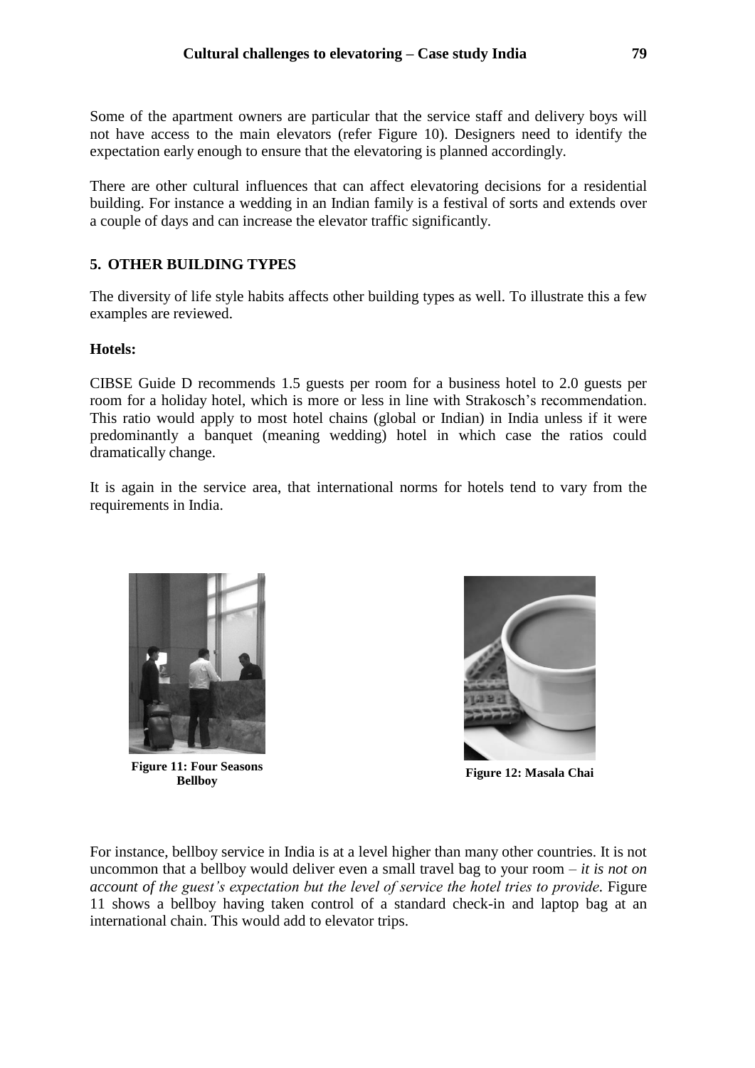Some of the apartment owners are particular that the service staff and delivery boys will not have access to the main elevators (refer Figure 10). Designers need to identify the expectation early enough to ensure that the elevatoring is planned accordingly.

There are other cultural influences that can affect elevatoring decisions for a residential building. For instance a wedding in an Indian family is a festival of sorts and extends over a couple of days and can increase the elevator traffic significantly.

## 5. OTHER BUILDING TYPES

The diversity of life style habits affects other building types as well. To illustrate this a few examples are reviewed.

**Hotels:**

CIBSE Guide D recommends 1.5 guests per room for a business hotel to 2.0 guests per room for a holiday hotel, which is more or less in line with Strakosch's recommendation. This ratio would apply to most hotel chains (global or Indian) in India unless if it were predominantly a banquet (meaning wedding) hotel in which case the ratios could dramatically change.

It is again in the service area, that international norms for hotels tend to vary from the requirements in India.

**Figure 11: Four Seasons Bellboy**

**Figure 12: Masala Chai**

For instance, bellboy service in India is at a level higher than many other countries. It is not uncommon that a bellboy would deliver even a small travel bag to your room – *it is not on account of the guest's expectation but the level of service the hotel tries to provide*. Figure 11 shows a bellboy having taken control of a standard check-in and laptop bag at an international chain. This would add to elevator trips.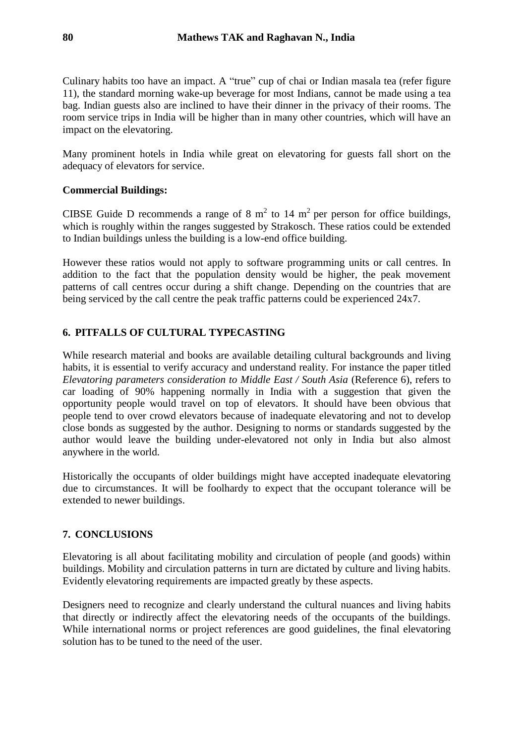Culinary habits too have an impact. A “true” cup of chai or Indian masala tea (refer figure 11), the standard morning wake-up beverage for most Indians, cannot be made using a tea bag. Indian guests also are inclined to have their dinner in the privacy of their rooms. The room service trips in India will be higher than in many other countries, which will have an impact on the elevatoring.

Many prominent hotels in India while great on elevatoring for guests fall short on the adequacy of elevators for service.

**Commercial Buildings:**

CIBSE Guide D recommends a range of 8 $m^2$ to 14 $m^2$ per person for office buildings, which is roughly within the ranges suggested by Strakosch. These ratios could be extended to Indian buildings unless the building is a low-end office building.

However these ratios would not apply to software programming units or call centres. In addition to the fact that the population density would be higher, the peak movement patterns of call centres occur during a shift change. Depending on the countries that are being serviced by the call centre the peak traffic patterns could be experienced 24x7.

## 6. PITFALLS OF CULTURAL TYPECASTING

While research material and books are available detailing cultural backgrounds and living habits, it is essential to verify accuracy and understand reality. For instance the paper titled *Elevatoring parameters consideration to Middle East / South Asia* (Reference 6), refers to car loading of 90% happening normally in India with a suggestion that given the opportunity people would travel on top of elevators. It should have been obvious that people tend to over crowd elevators because of inadequate elevatoring and not to develop close bonds as suggested by the author. Designing to norms or standards suggested by the author would leave the building under-elevatored not only in India but also almost anywhere in the world.

Historically the occupants of older buildings might have accepted inadequate elevatoring due to circumstances. It will be foolhardy to expect that the occupant tolerance will be extended to newer buildings.

## 7. CONCLUSIONS

Elevatoring is all about facilitating mobility and circulation of people (and goods) within buildings. Mobility and circulation patterns in turn are dictated by culture and living habits. Evidently elevatoring requirements are impacted greatly by these aspects.

Designers need to recognize and clearly understand the cultural nuances and living habits that directly or indirectly affect the elevatoring needs of the occupants of the buildings. While international norms or project references are good guidelines, the final elevatoring solution has to be tuned to the need of the user.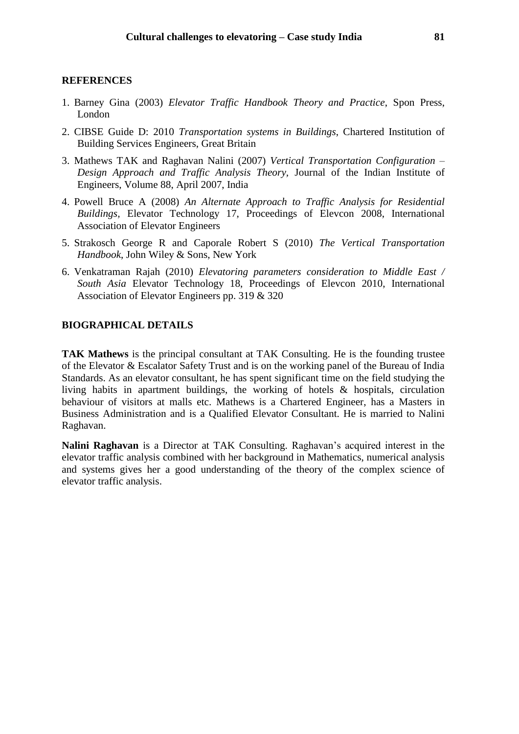## REFERENCES

1. Barney Gina (2003) *Elevator Traffic Handbook Theory and Practice*, Spon Press, London
2. CIBSE Guide D: 2010 *Transportation systems in Buildings*, Chartered Institution of Building Services Engineers, Great Britain
3. Mathews TAK and Raghavan Nalini (2007) *Vertical Transportation Configuration – Design Approach and Traffic Analysis Theory*, Journal of the Indian Institute of Engineers, Volume 88, April 2007, India
4. Powell Bruce A (2008) *An Alternate Approach to Traffic Analysis for Residential Buildings*, Elevator Technology 17, Proceedings of Elevcon 2008, International Association of Elevator Engineers
5. Strakosch George R and Caporale Robert S (2010) *The Vertical Transportation Handbook*, John Wiley & Sons, New York
6. Venkatraman Rajah (2010) *Elevatoring parameters consideration to Middle East / South Asia* Elevator Technology 18, Proceedings of Elevcon 2010, International Association of Elevator Engineers pp. 319 & 320

## BIOGRAPHICAL DETAILS

**TAK Mathews** is the principal consultant at TAK Consulting. He is the founding trustee of the Elevator & Escalator Safety Trust and is on the working panel of the Bureau of India Standards. As an elevator consultant, he has spent significant time on the field studying the living habits in apartment buildings, the working of hotels & hospitals, circulation behaviour of visitors at malls etc. Mathews is a Chartered Engineer, has a Masters in Business Administration and is a Qualified Elevator Consultant. He is married to Nalini Raghavan.

**Nalini Raghavan** is a Director at TAK Consulting. Raghavan's acquired interest in the elevator traffic analysis combined with her background in Mathematics, numerical analysis and systems gives her a good understanding of the theory of the complex science of elevator traffic analysis.